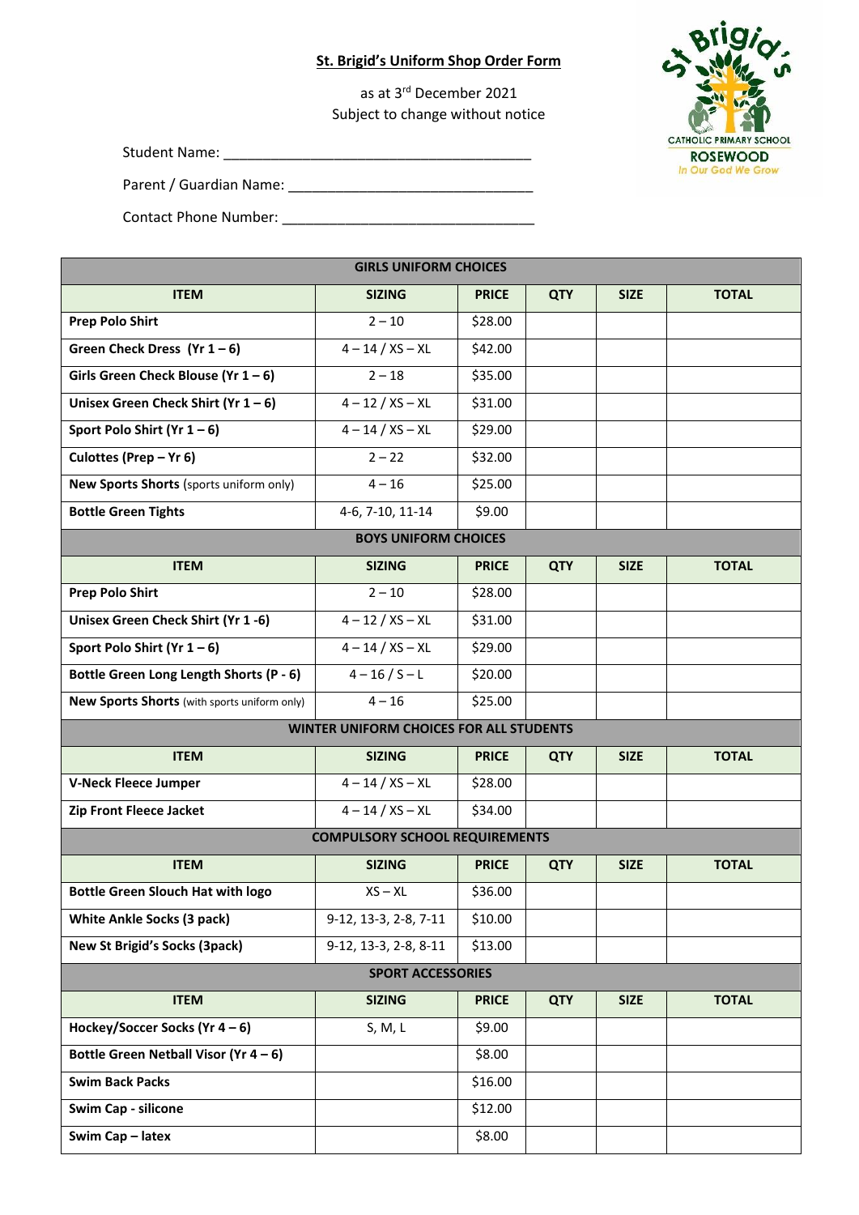**St. Brigid's Uniform Shop Order Form**

as at 3rd December 2021
Subject to change without notice

St Brigid's CATHOLIC PRIMARY SCHOOL ROSEWOOD
*In Our God We Grow*

Student Name: ________________________________________

Parent / Guardian Name: ________________________________

Contact Phone Number: _________________________________

| **GIRLS UNIFORM CHOICES** | | | | | |
|---|---|---|---|---|---|
| **ITEM** | **SIZING** | **PRICE** | **QTY** | **SIZE** | **TOTAL** |
| **Prep Polo Shirt** | 2 – 10 | $28.00 | | | |
| **Green Check Dress (Yr 1 – 6)** | 4 – 14 / XS – XL | $42.00 | | | |
| **Girls Green Check Blouse (Yr 1 – 6)** | 2 – 18 | $35.00 | | | |
| **Unisex Green Check Shirt (Yr 1 – 6)** | 4 – 12 / XS – XL | $31.00 | | | |
| **Sport Polo Shirt (Yr 1 – 6)** | 4 – 14 / XS – XL | $29.00 | | | |
| **Culottes (Prep – Yr 6)** | 2 – 22 | $32.00 | | | |
| **New Sports Shorts** (sports uniform only) | 4 – 16 | $25.00 | | | |
| **Bottle Green Tights** | 4-6, 7-10, 11-14 | $9.00 | | | |
| **BOYS UNIFORM CHOICES** | | | | | |
| **ITEM** | **SIZING** | **PRICE** | **QTY** | **SIZE** | **TOTAL** |
| **Prep Polo Shirt** | 2 – 10 | $28.00 | | | |
| **Unisex Green Check Shirt (Yr 1 -6)** | 4 – 12 / XS – XL | $31.00 | | | |
| **Sport Polo Shirt (Yr 1 – 6)** | 4 – 14 / XS – XL | $29.00 | | | |
| **Bottle Green Long Length Shorts (P - 6)** | 4 – 16 / S – L | $20.00 | | | |
| **New Sports Shorts** (with sports uniform only) | 4 – 16 | $25.00 | | | |
| **WINTER UNIFORM CHOICES FOR ALL STUDENTS** | | | | | |
| **ITEM** | **SIZING** | **PRICE** | **QTY** | **SIZE** | **TOTAL** |
| **V-Neck Fleece Jumper** | 4 – 14 / XS – XL | $28.00 | | | |
| **Zip Front Fleece Jacket** | 4 – 14 / XS – XL | $34.00 | | | |
| **COMPULSORY SCHOOL REQUIREMENTS** | | | | | |
| **ITEM** | **SIZING** | **PRICE** | **QTY** | **SIZE** | **TOTAL** |
| **Bottle Green Slouch Hat with logo** | XS – XL | $36.00 | | | |
| **White Ankle Socks (3 pack)** | 9-12, 13-3, 2-8, 7-11 | $10.00 | | | |
| **New St Brigid's Socks (3pack)** | 9-12, 13-3, 2-8, 8-11 | $13.00 | | | |
| **SPORT ACCESSORIES** | | | | | |
| **ITEM** | **SIZING** | **PRICE** | **QTY** | **SIZE** | **TOTAL** |
| **Hockey/Soccer Socks (Yr 4 – 6)** | S, M, L | $9.00 | | | |
| **Bottle Green Netball Visor (Yr 4 – 6)** | | $8.00 | | | |
| **Swim Back Packs** | | $16.00 | | | |
| **Swim Cap - silicone** | | $12.00 | | | |
| **Swim Cap – latex** | | $8.00 | | | |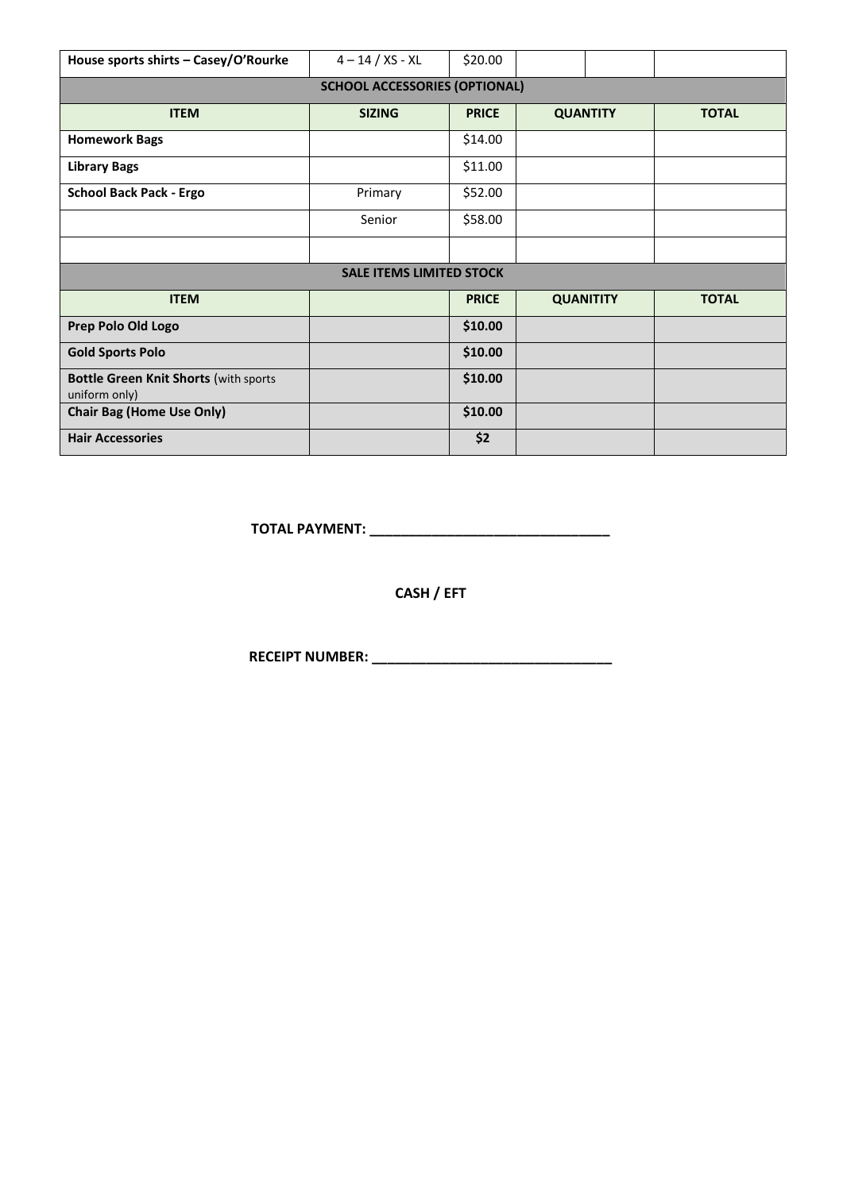| | | | | |
|---|---|---|---|---|
| **House sports shirts – Casey/O'Rourke** | 4 – 14 / XS - XL | $20.00 | | |
| **SCHOOL ACCESSORIES (OPTIONAL)** | | | | |
| **ITEM** | **SIZING** | **PRICE** | **QUANTITY** | **TOTAL** |
| **Homework Bags** | | $14.00 | | |
| **Library Bags** | | $11.00 | | |
| **School Back Pack - Ergo** | Primary | $52.00 | | |
| | Senior | $58.00 | | |
| | | | | |
| **SALE ITEMS LIMITED STOCK** | | | | |
| **ITEM** | | **PRICE** | **QUANITITY** | **TOTAL** |
| **Prep Polo Old Logo** | | **$10.00** | | |
| **Gold Sports Polo** | | **$10.00** | | |
| **Bottle Green Knit Shorts** (with sports uniform only) | | **$10.00** | | |
| **Chair Bag (Home Use Only)** | | **$10.00** | | |
| **Hair Accessories** | | **$2** | | |

**TOTAL PAYMENT: ______________________________**

**CASH / EFT**

**RECEIPT NUMBER: ______________________________**